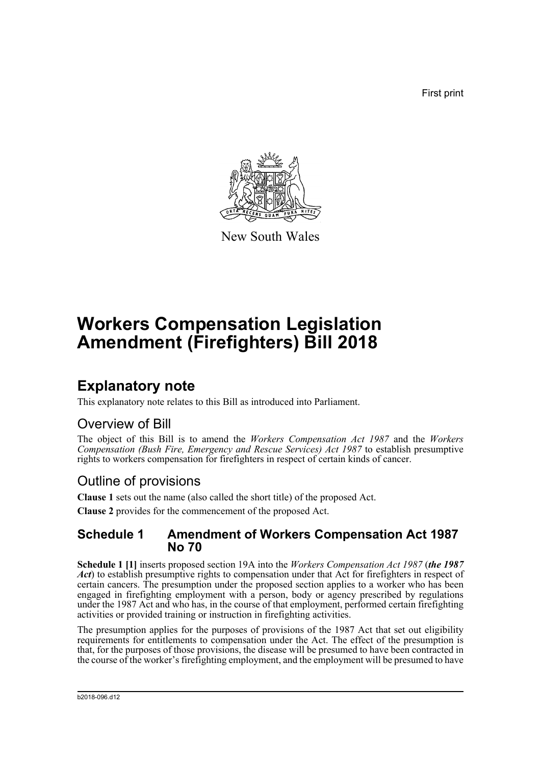First print

New South Wales

# Workers Compensation Legislation Amendment (Firefighters) Bill 2018

## Explanatory note

This explanatory note relates to this Bill as introduced into Parliament.

### Overview of Bill

The object of this Bill is to amend the *Workers Compensation Act 1987* and the *Workers Compensation (Bush Fire, Emergency and Rescue Services) Act 1987* to establish presumptive rights to workers compensation for firefighters in respect of certain kinds of cancer.

### Outline of provisions

**Clause 1** sets out the name (also called the short title) of the proposed Act.

**Clause 2** provides for the commencement of the proposed Act.

### Schedule 1 Amendment of Workers Compensation Act 1987 No 70

**Schedule 1 [1]** inserts proposed section 19A into the *Workers Compensation Act 1987* (***the 1987 Act***) to establish presumptive rights to compensation under that Act for firefighters in respect of certain cancers. The presumption under the proposed section applies to a worker who has been engaged in firefighting employment with a person, body or agency prescribed by regulations under the 1987 Act and who has, in the course of that employment, performed certain firefighting activities or provided training or instruction in firefighting activities.

The presumption applies for the purposes of provisions of the 1987 Act that set out eligibility requirements for entitlements to compensation under the Act. The effect of the presumption is that, for the purposes of those provisions, the disease will be presumed to have been contracted in the course of the worker's firefighting employment, and the employment will be presumed to have

b2018-096.d12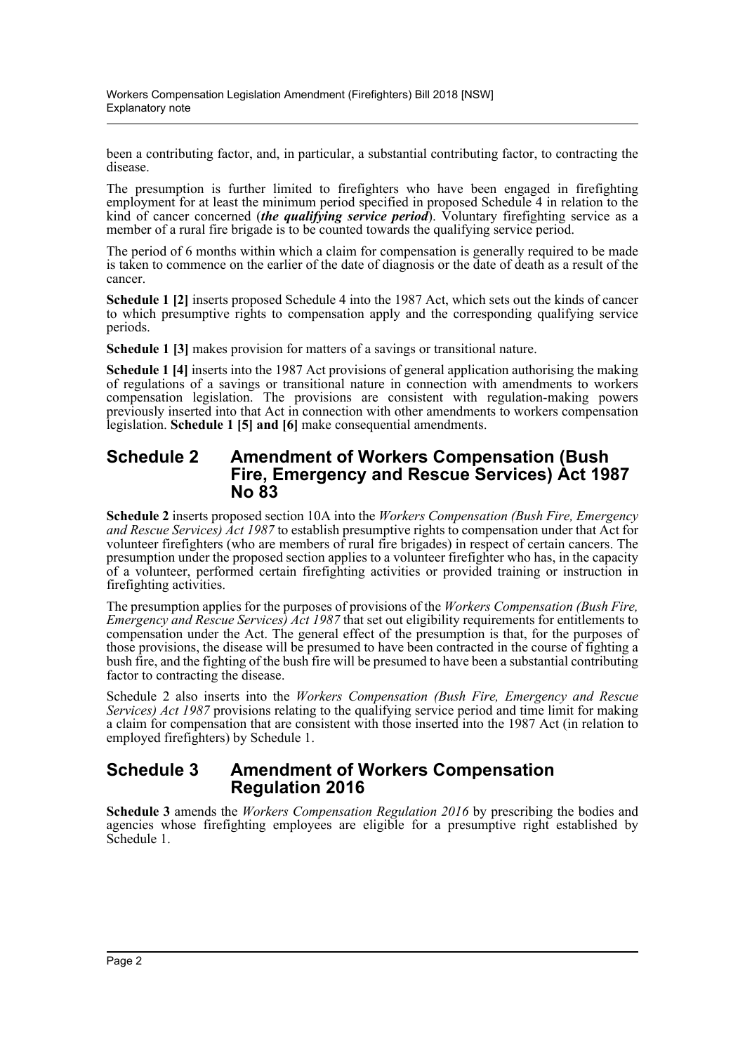been a contributing factor, and, in particular, a substantial contributing factor, to contracting the disease.

The presumption is further limited to firefighters who have been engaged in firefighting employment for at least the minimum period specified in proposed Schedule 4 in relation to the kind of cancer concerned (***the qualifying service period***). Voluntary firefighting service as a member of a rural fire brigade is to be counted towards the qualifying service period.

The period of 6 months within which a claim for compensation is generally required to be made is taken to commence on the earlier of the date of diagnosis or the date of death as a result of the cancer.

**Schedule 1 [2]** inserts proposed Schedule 4 into the 1987 Act, which sets out the kinds of cancer to which presumptive rights to compensation apply and the corresponding qualifying service periods.

**Schedule 1 [3]** makes provision for matters of a savings or transitional nature.

**Schedule 1 [4]** inserts into the 1987 Act provisions of general application authorising the making of regulations of a savings or transitional nature in connection with amendments to workers compensation legislation. The provisions are consistent with regulation-making powers previously inserted into that Act in connection with other amendments to workers compensation legislation. **Schedule 1 [5] and [6]** make consequential amendments.

## Schedule 2 Amendment of Workers Compensation (Bush Fire, Emergency and Rescue Services) Act 1987 No 83

**Schedule 2** inserts proposed section 10A into the *Workers Compensation (Bush Fire, Emergency and Rescue Services) Act 1987* to establish presumptive rights to compensation under that Act for volunteer firefighters (who are members of rural fire brigades) in respect of certain cancers. The presumption under the proposed section applies to a volunteer firefighter who has, in the capacity of a volunteer, performed certain firefighting activities or provided training or instruction in firefighting activities.

The presumption applies for the purposes of provisions of the *Workers Compensation (Bush Fire, Emergency and Rescue Services) Act 1987* that set out eligibility requirements for entitlements to compensation under the Act. The general effect of the presumption is that, for the purposes of those provisions, the disease will be presumed to have been contracted in the course of fighting a bush fire, and the fighting of the bush fire will be presumed to have been a substantial contributing factor to contracting the disease.

Schedule 2 also inserts into the *Workers Compensation (Bush Fire, Emergency and Rescue Services) Act 1987* provisions relating to the qualifying service period and time limit for making a claim for compensation that are consistent with those inserted into the 1987 Act (in relation to employed firefighters) by Schedule 1.

## Schedule 3 Amendment of Workers Compensation Regulation 2016

**Schedule 3** amends the *Workers Compensation Regulation 2016* by prescribing the bodies and agencies whose firefighting employees are eligible for a presumptive right established by Schedule 1.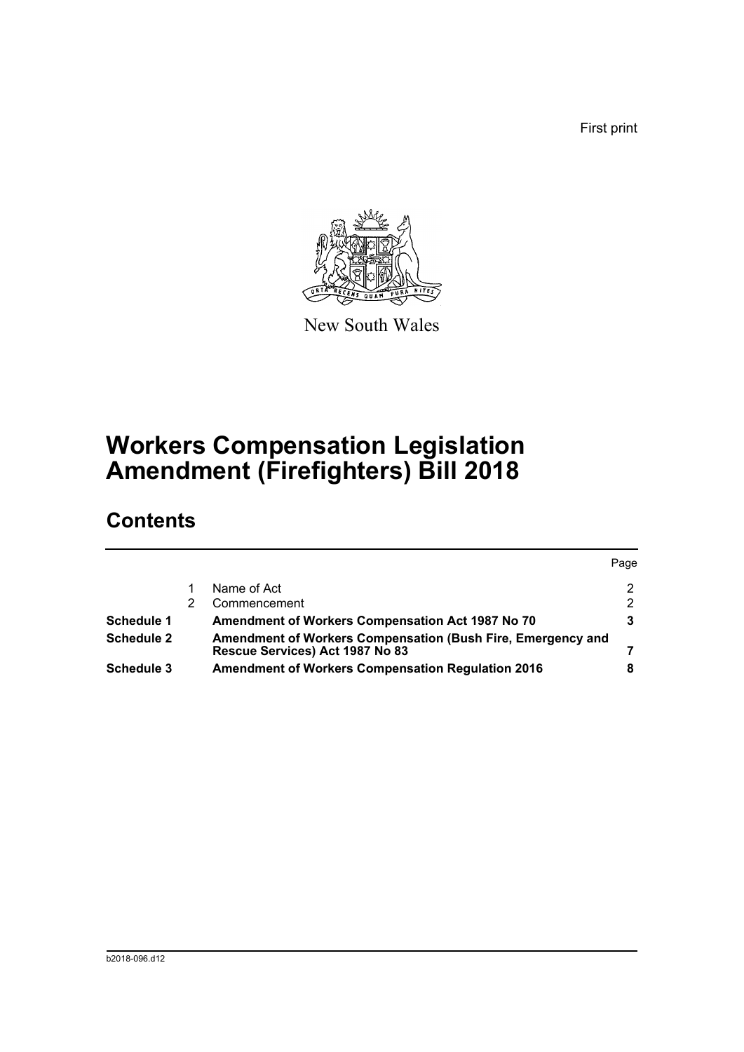First print

New South Wales

# Workers Compensation Legislation Amendment (Firefighters) Bill 2018

## Contents

| | | | Page |
|---|---|---|---|
| | 1 | Name of Act | 2 |
| | 2 | Commencement | 2 |
| **Schedule 1** | | **Amendment of Workers Compensation Act 1987 No 70** | **3** |
| **Schedule 2** | | **Amendment of Workers Compensation (Bush Fire, Emergency and Rescue Services) Act 1987 No 83** | **7** |
| **Schedule 3** | | **Amendment of Workers Compensation Regulation 2016** | **8** |

b2018-096.d12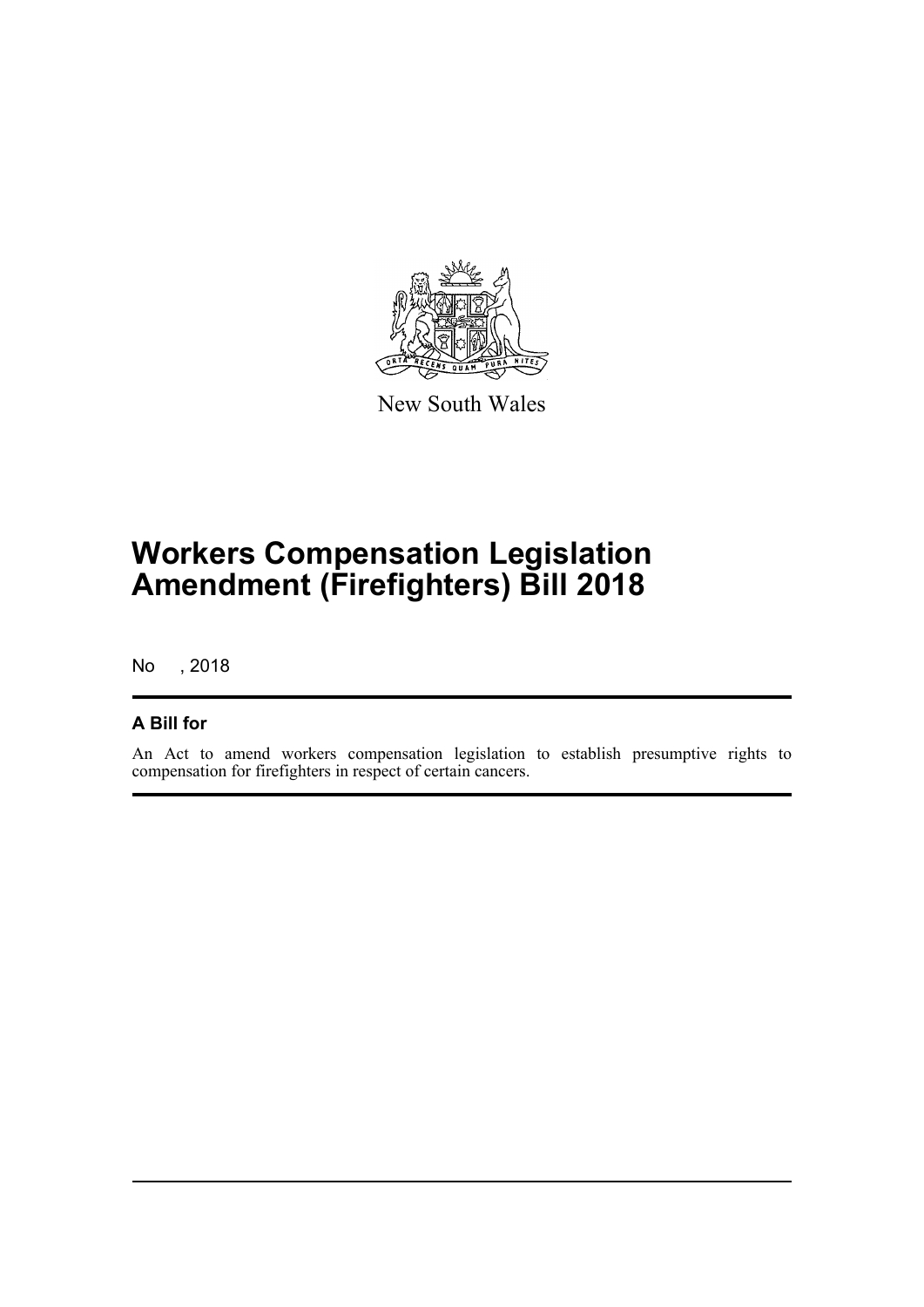New South Wales

# Workers Compensation Legislation Amendment (Firefighters) Bill 2018

No , 2018

## A Bill for

An Act to amend workers compensation legislation to establish presumptive rights to compensation for firefighters in respect of certain cancers.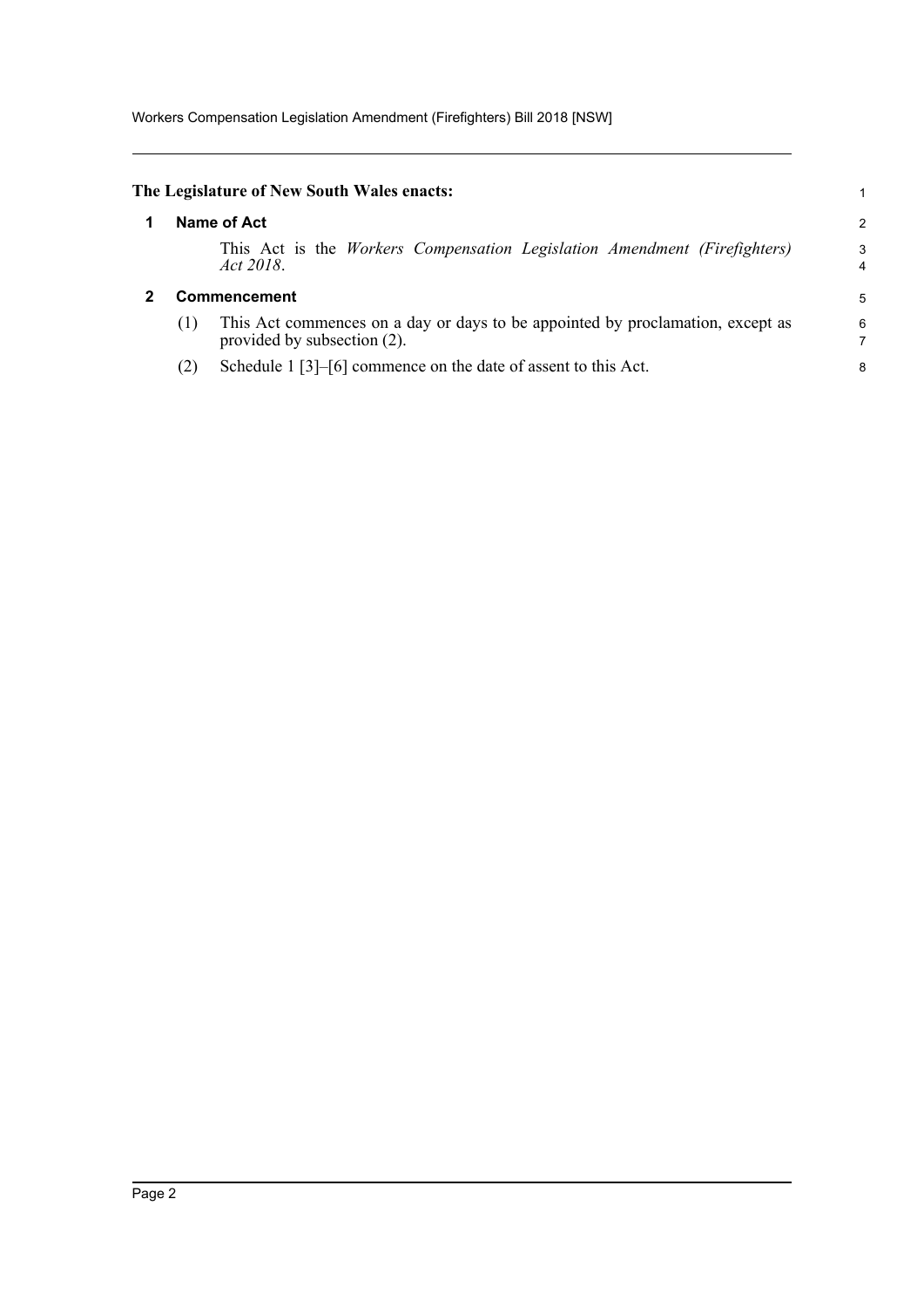**The Legislature of New South Wales enacts:**

## 1 Name of Act

This Act is the *Workers Compensation Legislation Amendment (Firefighters) Act 2018*.

## 2 Commencement

(1) This Act commences on a day or days to be appointed by proclamation, except as provided by subsection (2).

(2) Schedule 1 [3]–[6] commence on the date of assent to this Act.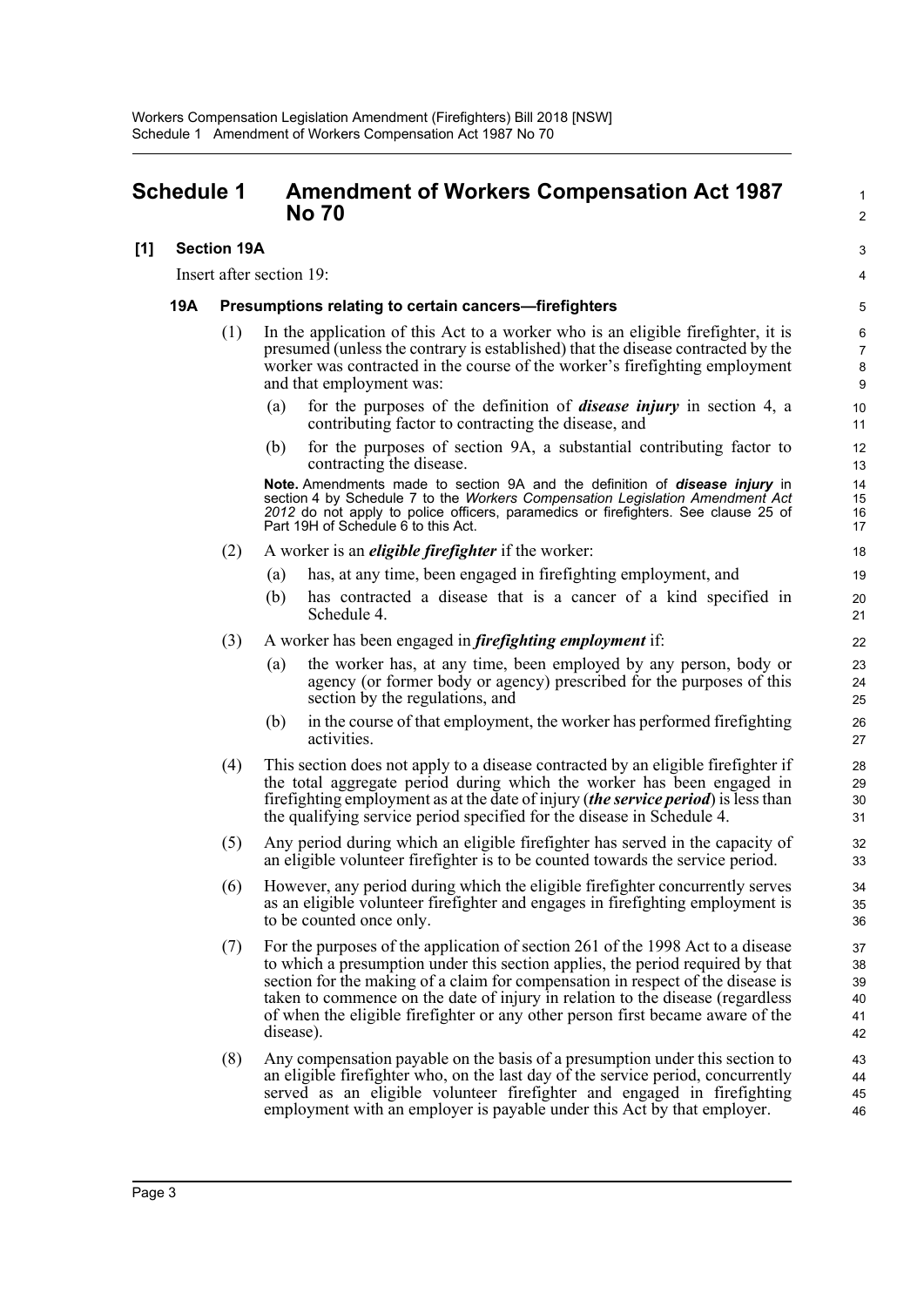# Schedule 1 Amendment of Workers Compensation Act 1987 No 70

## [1] Section 19A

Insert after section 19:

### 19A Presumptions relating to certain cancers—firefighters

(1) In the application of this Act to a worker who is an eligible firefighter, it is presumed (unless the contrary is established) that the disease contracted by the worker was contracted in the course of the worker's firefighting employment and that employment was:

(a) for the purposes of the definition of ***disease injury*** in section 4, a contributing factor to contracting the disease, and

(b) for the purposes of section 9A, a substantial contributing factor to contracting the disease.

**Note.** Amendments made to section 9A and the definition of ***disease injury*** in section 4 by Schedule 7 to the *Workers Compensation Legislation Amendment Act 2012* do not apply to police officers, paramedics or firefighters. See clause 25 of Part 19H of Schedule 6 to this Act.

(2) A worker is an ***eligible firefighter*** if the worker:

(a) has, at any time, been engaged in firefighting employment, and

(b) has contracted a disease that is a cancer of a kind specified in Schedule 4.

(3) A worker has been engaged in ***firefighting employment*** if:

(a) the worker has, at any time, been employed by any person, body or agency (or former body or agency) prescribed for the purposes of this section by the regulations, and

(b) in the course of that employment, the worker has performed firefighting activities.

(4) This section does not apply to a disease contracted by an eligible firefighter if the total aggregate period during which the worker has been engaged in firefighting employment as at the date of injury (***the service period***) is less than the qualifying service period specified for the disease in Schedule 4.

(5) Any period during which an eligible firefighter has served in the capacity of an eligible volunteer firefighter is to be counted towards the service period.

(6) However, any period during which the eligible firefighter concurrently serves as an eligible volunteer firefighter and engages in firefighting employment is to be counted once only.

(7) For the purposes of the application of section 261 of the 1998 Act to a disease to which a presumption under this section applies, the period required by that section for the making of a claim for compensation in respect of the disease is taken to commence on the date of injury in relation to the disease (regardless of when the eligible firefighter or any other person first became aware of the disease).

(8) Any compensation payable on the basis of a presumption under this section to an eligible firefighter who, on the last day of the service period, concurrently served as an eligible volunteer firefighter and engaged in firefighting employment with an employer is payable under this Act by that employer.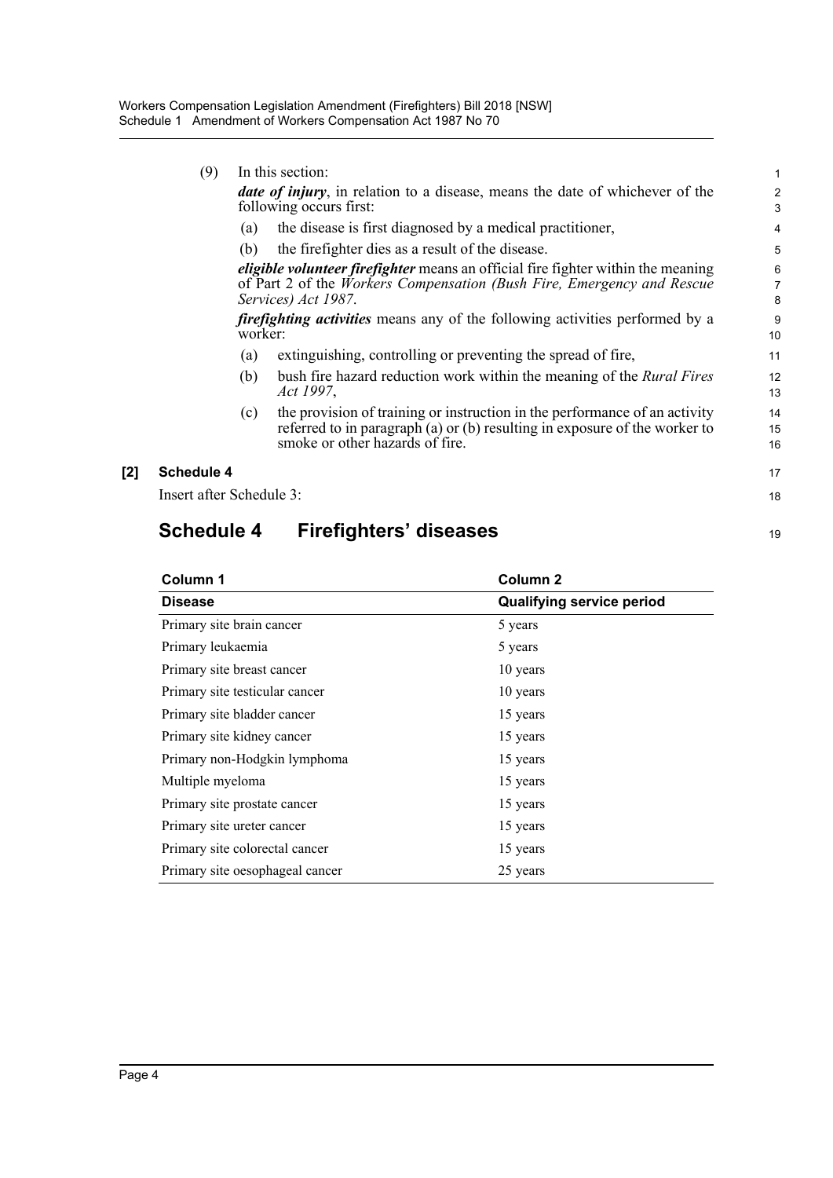(9) In this section:

***date of injury***, in relation to a disease, means the date of whichever of the following occurs first:

(a) the disease is first diagnosed by a medical practitioner,

(b) the firefighter dies as a result of the disease.

***eligible volunteer firefighter*** means an official fire fighter within the meaning of Part 2 of the *Workers Compensation (Bush Fire, Emergency and Rescue Services) Act 1987*.

***firefighting activities*** means any of the following activities performed by a worker:

(a) extinguishing, controlling or preventing the spread of fire,

(b) bush fire hazard reduction work within the meaning of the *Rural Fires Act 1997*,

(c) the provision of training or instruction in the performance of an activity referred to in paragraph (a) or (b) resulting in exposure of the worker to smoke or other hazards of fire.

**[2] Schedule 4**

Insert after Schedule 3:

## Schedule 4 Firefighters' diseases

| Column 1 | Column 2 |
|---|---|
| **Disease** | **Qualifying service period** |
| Primary site brain cancer | 5 years |
| Primary leukaemia | 5 years |
| Primary site breast cancer | 10 years |
| Primary site testicular cancer | 10 years |
| Primary site bladder cancer | 15 years |
| Primary site kidney cancer | 15 years |
| Primary non-Hodgkin lymphoma | 15 years |
| Multiple myeloma | 15 years |
| Primary site prostate cancer | 15 years |
| Primary site ureter cancer | 15 years |
| Primary site colorectal cancer | 15 years |
| Primary site oesophageal cancer | 25 years |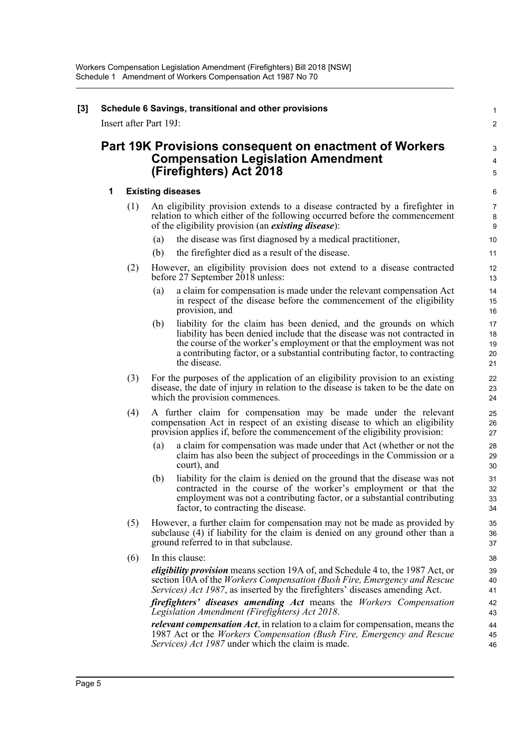**[3] Schedule 6 Savings, transitional and other provisions**

Insert after Part 19J:

## Part 19K Provisions consequent on enactment of Workers Compensation Legislation Amendment (Firefighters) Act 2018

### 1 Existing diseases

(1) An eligibility provision extends to a disease contracted by a firefighter in relation to which either of the following occurred before the commencement of the eligibility provision (an ***existing disease***):

- (a) the disease was first diagnosed by a medical practitioner,
- (b) the firefighter died as a result of the disease.

(2) However, an eligibility provision does not extend to a disease contracted before 27 September 2018 unless:

- (a) a claim for compensation is made under the relevant compensation Act in respect of the disease before the commencement of the eligibility provision, and
- (b) liability for the claim has been denied, and the grounds on which liability has been denied include that the disease was not contracted in the course of the worker's employment or that the employment was not a contributing factor, or a substantial contributing factor, to contracting the disease.

(3) For the purposes of the application of an eligibility provision to an existing disease, the date of injury in relation to the disease is taken to be the date on which the provision commences.

(4) A further claim for compensation may be made under the relevant compensation Act in respect of an existing disease to which an eligibility provision applies if, before the commencement of the eligibility provision:

- (a) a claim for compensation was made under that Act (whether or not the claim has also been the subject of proceedings in the Commission or a court), and
- (b) liability for the claim is denied on the ground that the disease was not contracted in the course of the worker's employment or that the employment was not a contributing factor, or a substantial contributing factor, to contracting the disease.

(5) However, a further claim for compensation may not be made as provided by subclause (4) if liability for the claim is denied on any ground other than a ground referred to in that subclause.

(6) In this clause:

***eligibility provision*** means section 19A of, and Schedule 4 to, the 1987 Act, or section 10A of the *Workers Compensation (Bush Fire, Emergency and Rescue Services) Act 1987*, as inserted by the firefighters' diseases amending Act.

***firefighters' diseases amending Act*** means the *Workers Compensation Legislation Amendment (Firefighters) Act 2018*.

***relevant compensation Act***, in relation to a claim for compensation, means the 1987 Act or the *Workers Compensation (Bush Fire, Emergency and Rescue Services) Act 1987* under which the claim is made.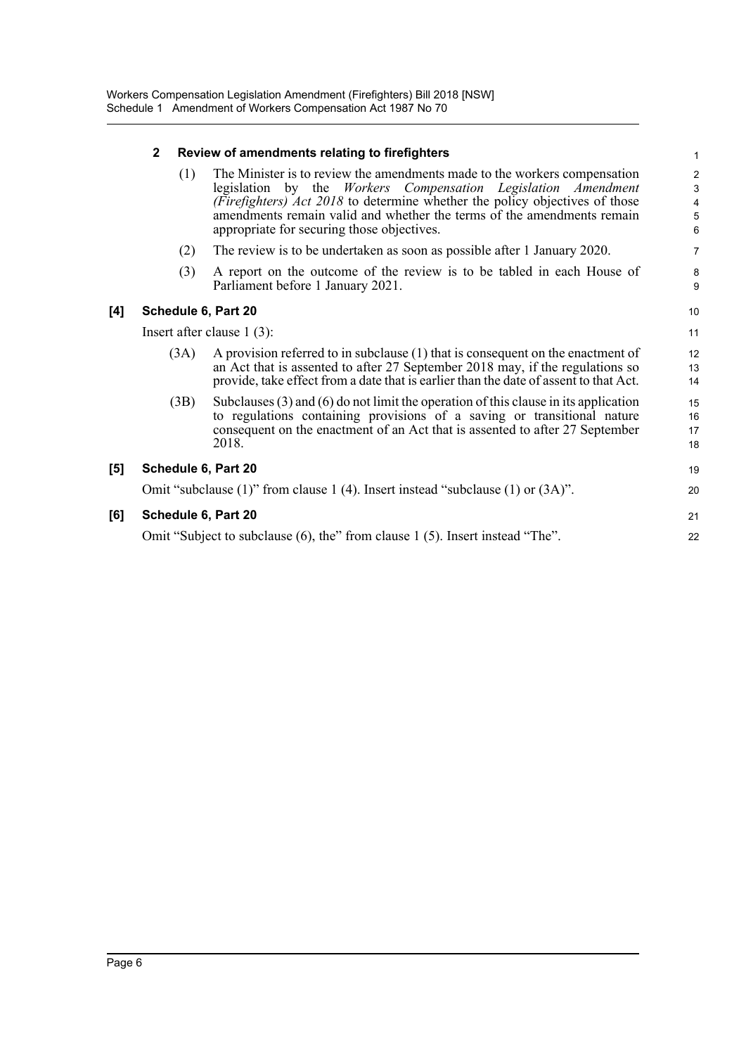### 2 Review of amendments relating to firefighters

(1) The Minister is to review the amendments made to the workers compensation legislation by the *Workers Compensation Legislation Amendment (Firefighters) Act 2018* to determine whether the policy objectives of those amendments remain valid and whether the terms of the amendments remain appropriate for securing those objectives.

(2) The review is to be undertaken as soon as possible after 1 January 2020.

(3) A report on the outcome of the review is to be tabled in each House of Parliament before 1 January 2021.

### [4] Schedule 6, Part 20

Insert after clause 1 (3):

(3A) A provision referred to in subclause (1) that is consequent on the enactment of an Act that is assented to after 27 September 2018 may, if the regulations so provide, take effect from a date that is earlier than the date of assent to that Act.

(3B) Subclauses (3) and (6) do not limit the operation of this clause in its application to regulations containing provisions of a saving or transitional nature consequent on the enactment of an Act that is assented to after 27 September 2018.

### [5] Schedule 6, Part 20

Omit "subclause (1)" from clause 1 (4). Insert instead "subclause (1) or (3A)".

### [6] Schedule 6, Part 20

Omit "Subject to subclause (6), the" from clause 1 (5). Insert instead "The".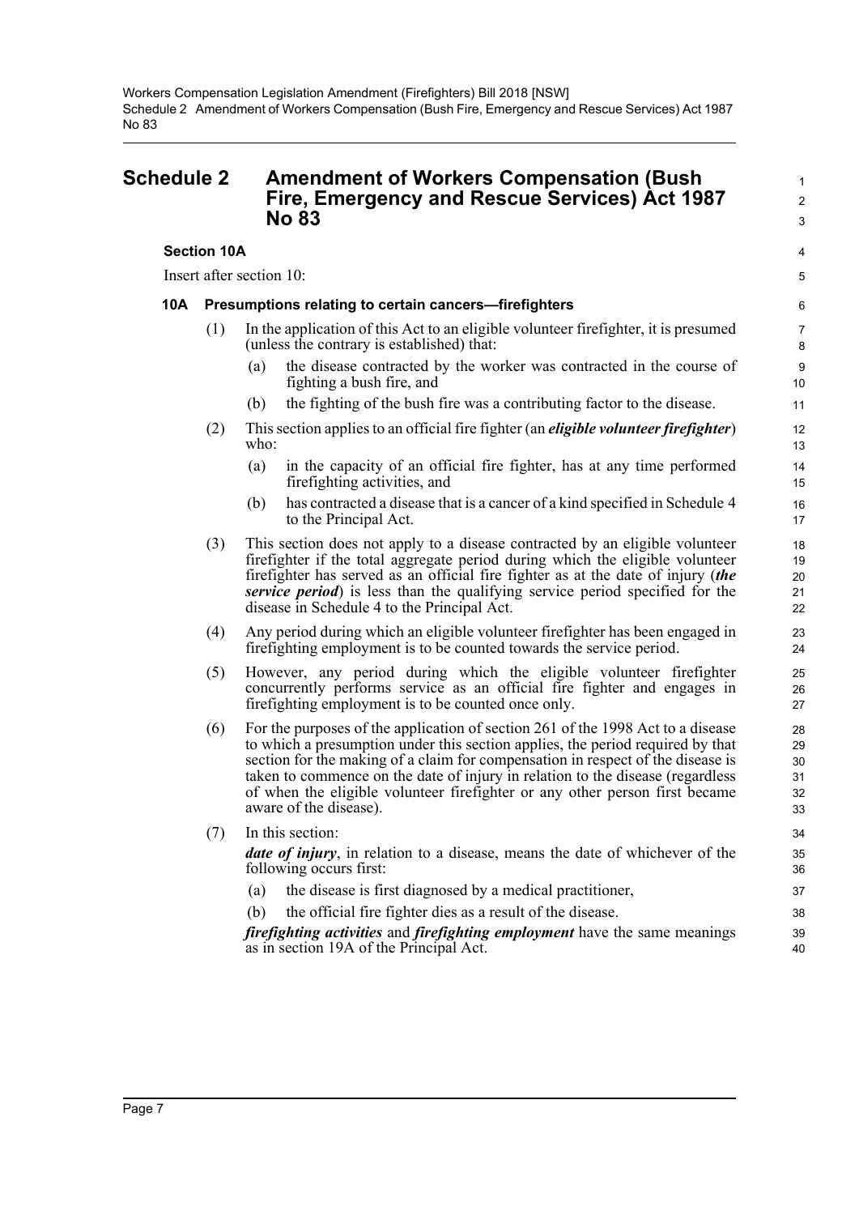# Schedule 2 Amendment of Workers Compensation (Bush Fire, Emergency and Rescue Services) Act 1987 No 83

### Section 10A

Insert after section 10:

#### 10A Presumptions relating to certain cancers—firefighters

(1) In the application of this Act to an eligible volunteer firefighter, it is presumed (unless the contrary is established) that:

- (a) the disease contracted by the worker was contracted in the course of fighting a bush fire, and
- (b) the fighting of the bush fire was a contributing factor to the disease.

(2) This section applies to an official fire fighter (an ***eligible volunteer firefighter***) who:

- (a) in the capacity of an official fire fighter, has at any time performed firefighting activities, and
- (b) has contracted a disease that is a cancer of a kind specified in Schedule 4 to the Principal Act.

(3) This section does not apply to a disease contracted by an eligible volunteer firefighter if the total aggregate period during which the eligible volunteer firefighter has served as an official fire fighter as at the date of injury (***the service period***) is less than the qualifying service period specified for the disease in Schedule 4 to the Principal Act.

(4) Any period during which an eligible volunteer firefighter has been engaged in firefighting employment is to be counted towards the service period.

(5) However, any period during which the eligible volunteer firefighter concurrently performs service as an official fire fighter and engages in firefighting employment is to be counted once only.

(6) For the purposes of the application of section 261 of the 1998 Act to a disease to which a presumption under this section applies, the period required by that section for the making of a claim for compensation in respect of the disease is taken to commence on the date of injury in relation to the disease (regardless of when the eligible volunteer firefighter or any other person first became aware of the disease).

(7) In this section:

***date of injury***, in relation to a disease, means the date of whichever of the following occurs first:

- (a) the disease is first diagnosed by a medical practitioner,
- (b) the official fire fighter dies as a result of the disease.

***firefighting activities*** and ***firefighting employment*** have the same meanings as in section 19A of the Principal Act.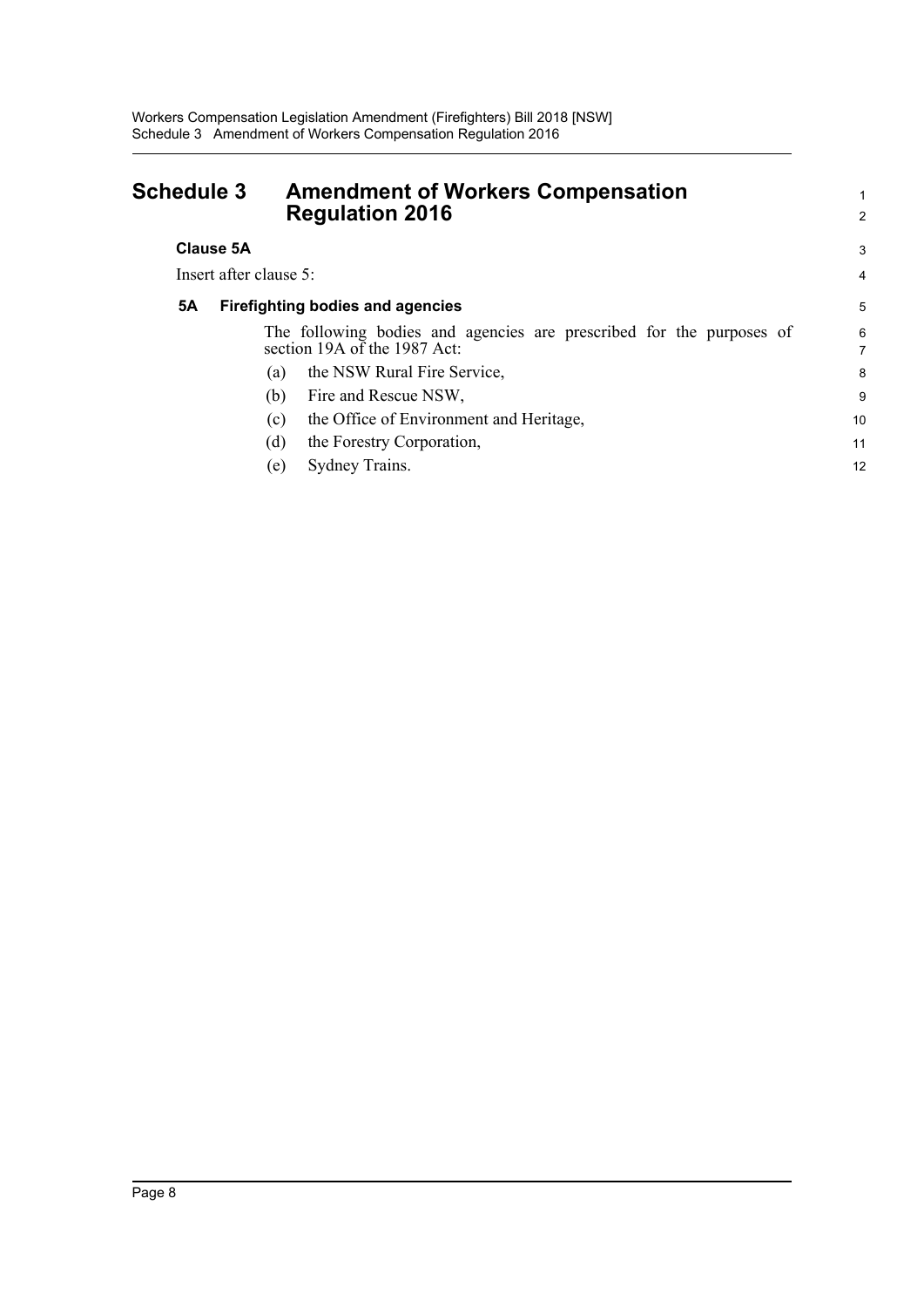# Schedule 3 Amendment of Workers Compensation Regulation 2016

**Clause 5A**

Insert after clause 5:

**5A Firefighting bodies and agencies**

The following bodies and agencies are prescribed for the purposes of section 19A of the 1987 Act:

(a) the NSW Rural Fire Service,

(b) Fire and Rescue NSW,

(c) the Office of Environment and Heritage,

(d) the Forestry Corporation,

(e) Sydney Trains.